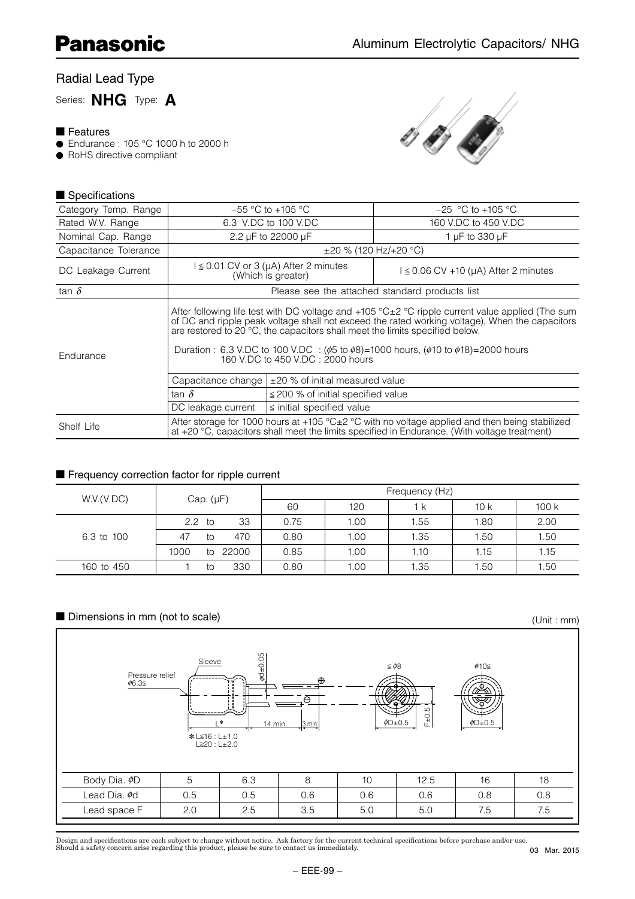Panasonic

# Aluminum Electrolytic Capacitors/ NHG

## Radial Lead Type

Series: **NHG** Type: **A**

### ■ Features

- Endurance : 105 °C 1000 h to 2000 h
- RoHS directive compliant

### ■ Specifications

| Category Temp. Range | −55 °C to +105 °C | | −25 °C to +105 °C |
|---|---|---|---|
| Rated W.V. Range | 6.3 V.DC to 100 V.DC | | 160 V.DC to 450 V.DC |
| Nominal Cap. Range | 2.2 μF to 22000 μF | | 1 μF to 330 μF |
| Capacitance Tolerance | ±20 % (120 Hz/+20 °C) | | |
| DC Leakage Current | I ≤ 0.01 CV or 3 (μA) After 2 minutes (Which is greater) | | I ≤ 0.06 CV +10 (μA) After 2 minutes |
| tan δ | Please see the attached standard products list | | |
| Endurance | After following life test with DC voltage and +105 °C±2 °C ripple current value applied (The sum of DC and ripple peak voltage shall not exceed the rated working voltage), When the capacitors are restored to 20 °C, the capacitors shall meet the limits specified below. Duration : 6.3 V.DC to 100 V.DC : (ϕ5 to ϕ8)=1000 hours, (ϕ10 to ϕ18)=2000 hours; 160 V.DC to 450 V.DC : 2000 hours | | |
| | Capacitance change | ±20 % of initial measured value | |
| | tan δ | ≦ 200 % of initial specified value | |
| | DC leakage current | ≦ initial specified value | |
| Shelf Life | After storage for 1000 hours at +105 °C±2 °C with no voltage applied and then being stabilized at +20 °C, capacitors shall meet the limits specified in Endurance. (With voltage treatment) | | |

### ■ Frequency correction factor for ripple current

| W.V.(V.DC) | Cap. (μF) | Frequency (Hz) | | | | |
|---|---|---|---|---|---|---|
| | | 60 | 120 | 1 k | 10 k | 100 k |
| 6.3 to 100 | 2.2 to 33 | 0.75 | 1.00 | 1.55 | 1.80 | 2.00 |
| | 47 to 470 | 0.80 | 1.00 | 1.35 | 1.50 | 1.50 |
| | 1000 to 22000 | 0.85 | 1.00 | 1.10 | 1.15 | 1.15 |
| 160 to 450 | 1 to 330 | 0.80 | 1.00 | 1.35 | 1.50 | 1.50 |

### ■ Dimensions in mm (not to scale)

(Unit : mm)

Sleeve; Pressure relief ϕ6.3≦; ϕd±0.05; L*; 14 min.; 3 min.; ≦ ϕ8; ϕ10≦; ϕD±0.5; F±0.5

* L≦16 : L±1.0
  L≧20 : L±2.0

| Body Dia. ϕD | 5 | 6.3 | 8 | 10 | 12.5 | 16 | 18 |
|---|---|---|---|---|---|---|---|
| Lead Dia. ϕd | 0.5 | 0.5 | 0.6 | 0.6 | 0.6 | 0.8 | 0.8 |
| Lead space F | 2.0 | 2.5 | 3.5 | 5.0 | 5.0 | 7.5 | 7.5 |

Design and specifications are each subject to change without notice. Ask factory for the current technical specifications before purchase and/or use.
Should a safety concern arise regarding this product, please be sure to contact us immediately.

03 Mar. 2015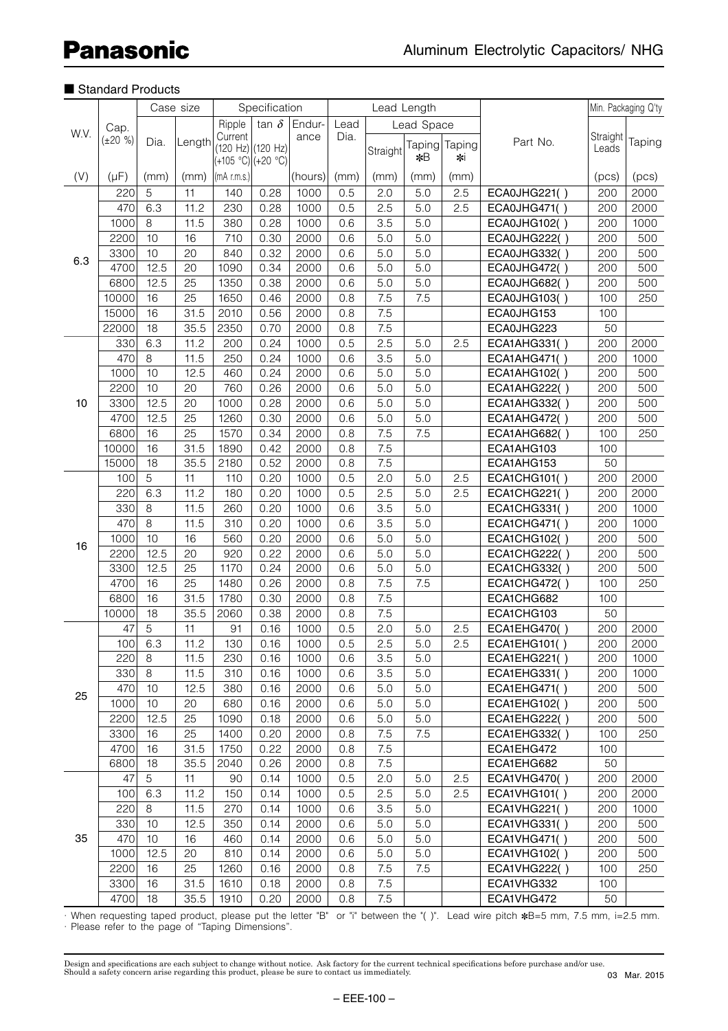■ Standard Products

| W.V. | Cap. (±20 %) | Case size | | Specification | | | Lead Length | | | | Part No. | Min. Packaging Q'ty | |
|---|---|---|---|---|---|---|---|---|---|---|---|---|---|
| | | Dia. | Length | Ripple Current (120 Hz) (+105 °C) | tan δ (120 Hz) (+20 °C) | Endurance | Lead Dia. | Lead Space | | | | Straight Leads | Taping |
| | | | | | | | | Straight | Taping ✻B | Taping ✻i | | | |
| (V) | (μF) | (mm) | (mm) | (mA r.m.s.) | | (hours) | (mm) | (mm) | (mm) | (mm) | | (pcs) | (pcs) |
| 6.3 | 220 | 5 | 11 | 140 | 0.28 | 1000 | 0.5 | 2.0 | 5.0 | 2.5 | ECA0JHG221( ) | 200 | 2000 |
| | 470 | 6.3 | 11.2 | 230 | 0.28 | 1000 | 0.5 | 2.5 | 5.0 | 2.5 | ECA0JHG471( ) | 200 | 2000 |
| | 1000 | 8 | 11.5 | 380 | 0.28 | 1000 | 0.6 | 3.5 | 5.0 | | ECA0JHG102( ) | 200 | 1000 |
| | 2200 | 10 | 16 | 710 | 0.30 | 2000 | 0.6 | 5.0 | 5.0 | | ECA0JHG222( ) | 200 | 500 |
| | 3300 | 10 | 20 | 840 | 0.32 | 2000 | 0.6 | 5.0 | 5.0 | | ECA0JHG332( ) | 200 | 500 |
| | 4700 | 12.5 | 20 | 1090 | 0.34 | 2000 | 0.6 | 5.0 | 5.0 | | ECA0JHG472( ) | 200 | 500 |
| | 6800 | 12.5 | 25 | 1350 | 0.38 | 2000 | 0.6 | 5.0 | 5.0 | | ECA0JHG682( ) | 200 | 500 |
| | 10000 | 16 | 25 | 1650 | 0.46 | 2000 | 0.8 | 7.5 | 7.5 | | ECA0JHG103( ) | 100 | 250 |
| | 15000 | 16 | 31.5 | 2010 | 0.56 | 2000 | 0.8 | 7.5 | | | ECA0JHG153 | 100 | |
| | 22000 | 18 | 35.5 | 2350 | 0.70 | 2000 | 0.8 | 7.5 | | | ECA0JHG223 | 50 | |
| 10 | 330 | 6.3 | 11.2 | 200 | 0.24 | 1000 | 0.5 | 2.5 | 5.0 | 2.5 | ECA1AHG331( ) | 200 | 2000 |
| | 470 | 8 | 11.5 | 250 | 0.24 | 1000 | 0.6 | 3.5 | 5.0 | | ECA1AHG471( ) | 200 | 1000 |
| | 1000 | 10 | 12.5 | 460 | 0.24 | 2000 | 0.6 | 5.0 | 5.0 | | ECA1AHG102( ) | 200 | 500 |
| | 2200 | 10 | 20 | 760 | 0.26 | 2000 | 0.6 | 5.0 | 5.0 | | ECA1AHG222( ) | 200 | 500 |
| | 3300 | 12.5 | 20 | 1000 | 0.28 | 2000 | 0.6 | 5.0 | 5.0 | | ECA1AHG332( ) | 200 | 500 |
| | 4700 | 12.5 | 25 | 1260 | 0.30 | 2000 | 0.6 | 5.0 | 5.0 | | ECA1AHG472( ) | 200 | 500 |
| | 6800 | 16 | 25 | 1570 | 0.34 | 2000 | 0.8 | 7.5 | 7.5 | | ECA1AHG682( ) | 100 | 250 |
| | 10000 | 16 | 31.5 | 1890 | 0.42 | 2000 | 0.8 | 7.5 | | | ECA1AHG103 | 100 | |
| | 15000 | 18 | 35.5 | 2180 | 0.52 | 2000 | 0.8 | 7.5 | | | ECA1AHG153 | 50 | |
| 16 | 100 | 5 | 11 | 110 | 0.20 | 1000 | 0.5 | 2.0 | 5.0 | 2.5 | ECA1CHG101( ) | 200 | 2000 |
| | 220 | 6.3 | 11.2 | 180 | 0.20 | 1000 | 0.5 | 2.5 | 5.0 | 2.5 | ECA1CHG221( ) | 200 | 2000 |
| | 330 | 8 | 11.5 | 260 | 0.20 | 1000 | 0.6 | 3.5 | 5.0 | | ECA1CHG331( ) | 200 | 1000 |
| | 470 | 8 | 11.5 | 310 | 0.20 | 1000 | 0.6 | 3.5 | 5.0 | | ECA1CHG471( ) | 200 | 1000 |
| | 1000 | 10 | 16 | 560 | 0.20 | 2000 | 0.6 | 5.0 | 5.0 | | ECA1CHG102( ) | 200 | 500 |
| | 2200 | 12.5 | 20 | 920 | 0.22 | 2000 | 0.6 | 5.0 | 5.0 | | ECA1CHG222( ) | 200 | 500 |
| | 3300 | 12.5 | 25 | 1170 | 0.24 | 2000 | 0.6 | 5.0 | 5.0 | | ECA1CHG332( ) | 200 | 500 |
| | 4700 | 16 | 25 | 1480 | 0.26 | 2000 | 0.8 | 7.5 | 7.5 | | ECA1CHG472( ) | 100 | 250 |
| | 6800 | 16 | 31.5 | 1780 | 0.30 | 2000 | 0.8 | 7.5 | | | ECA1CHG682 | 100 | |
| | 10000 | 18 | 35.5 | 2060 | 0.38 | 2000 | 0.8 | 7.5 | | | ECA1CHG103 | 50 | |
| 25 | 47 | 5 | 11 | 91 | 0.16 | 1000 | 0.5 | 2.0 | 5.0 | 2.5 | ECA1EHG470( ) | 200 | 2000 |
| | 100 | 6.3 | 11.2 | 130 | 0.16 | 1000 | 0.5 | 2.5 | 5.0 | 2.5 | ECA1EHG101( ) | 200 | 2000 |
| | 220 | 8 | 11.5 | 230 | 0.16 | 1000 | 0.6 | 3.5 | 5.0 | | ECA1EHG221( ) | 200 | 1000 |
| | 330 | 8 | 11.5 | 310 | 0.16 | 1000 | 0.6 | 3.5 | 5.0 | | ECA1EHG331( ) | 200 | 1000 |
| | 470 | 10 | 12.5 | 380 | 0.16 | 2000 | 0.6 | 5.0 | 5.0 | | ECA1EHG471( ) | 200 | 500 |
| | 1000 | 10 | 20 | 680 | 0.16 | 2000 | 0.6 | 5.0 | 5.0 | | ECA1EHG102( ) | 200 | 500 |
| | 2200 | 12.5 | 25 | 1090 | 0.18 | 2000 | 0.6 | 5.0 | 5.0 | | ECA1EHG222( ) | 200 | 500 |
| | 3300 | 16 | 25 | 1400 | 0.20 | 2000 | 0.8 | 7.5 | 7.5 | | ECA1EHG332( ) | 100 | 250 |
| | 4700 | 16 | 31.5 | 1750 | 0.22 | 2000 | 0.8 | 7.5 | | | ECA1EHG472 | 100 | |
| | 6800 | 18 | 35.5 | 2040 | 0.26 | 2000 | 0.8 | 7.5 | | | ECA1EHG682 | 50 | |
| 35 | 47 | 5 | 11 | 90 | 0.14 | 1000 | 0.5 | 2.0 | 5.0 | 2.5 | ECA1VHG470( ) | 200 | 2000 |
| | 100 | 6.3 | 11.2 | 150 | 0.14 | 1000 | 0.5 | 2.5 | 5.0 | 2.5 | ECA1VHG101( ) | 200 | 2000 |
| | 220 | 8 | 11.5 | 270 | 0.14 | 1000 | 0.6 | 3.5 | 5.0 | | ECA1VHG221( ) | 200 | 1000 |
| | 330 | 10 | 12.5 | 350 | 0.14 | 2000 | 0.6 | 5.0 | 5.0 | | ECA1VHG331( ) | 200 | 500 |
| | 470 | 10 | 16 | 460 | 0.14 | 2000 | 0.6 | 5.0 | 5.0 | | ECA1VHG471( ) | 200 | 500 |
| | 1000 | 12.5 | 20 | 810 | 0.14 | 2000 | 0.6 | 5.0 | 5.0 | | ECA1VHG102( ) | 200 | 500 |
| | 2200 | 16 | 25 | 1260 | 0.16 | 2000 | 0.8 | 7.5 | 7.5 | | ECA1VHG222( ) | 100 | 250 |
| | 3300 | 16 | 31.5 | 1610 | 0.18 | 2000 | 0.8 | 7.5 | | | ECA1VHG332 | 100 | |
| | 4700 | 18 | 35.5 | 1910 | 0.20 | 2000 | 0.8 | 7.5 | | | ECA1VHG472 | 50 | |

· When requesting taped product, please put the letter "B" or "i" between the "( )". Lead wire pitch ✻B=5 mm, 7.5 mm, i=2.5 mm.
· Please refer to the page of "Taping Dimensions".

Design and specifications are each subject to change without notice. Ask factory for the current technical specifications before purchase and/or use.
Should a safety concern arise regarding this product, please be sure to contact us immediately.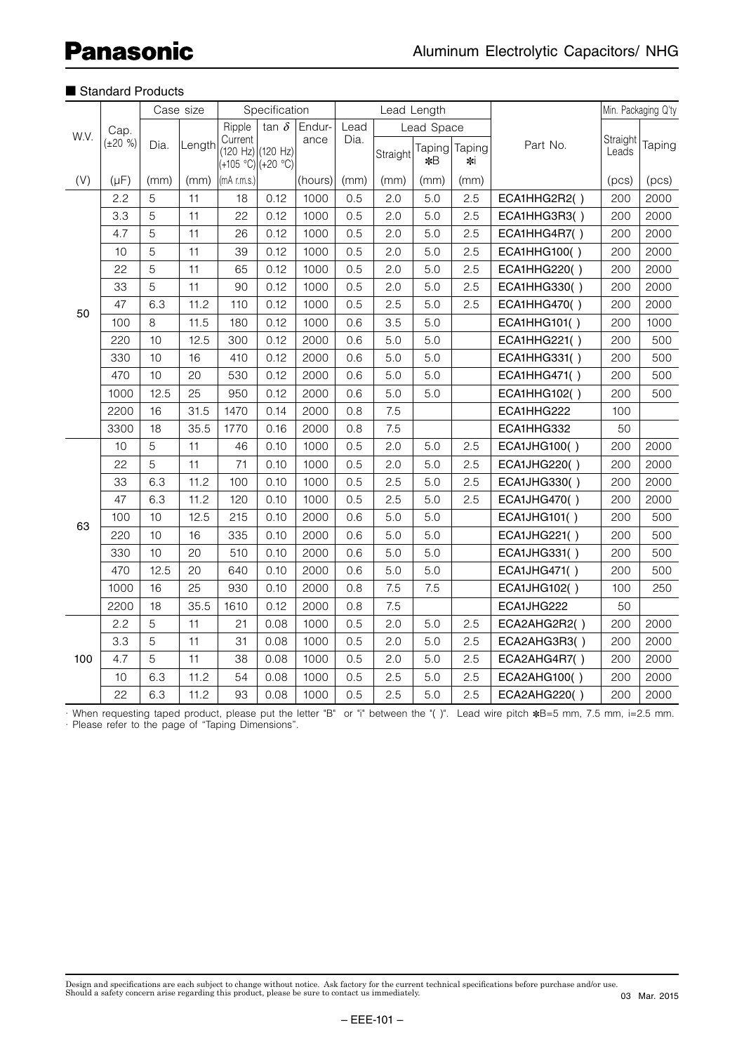## ■ Standard Products

| W.V. | Cap. (±20 %) | Case size | | Specification | | | Lead Length | | | | Part No. | Min. Packaging Q'ty | |
|---|---|---|---|---|---|---|---|---|---|---|---|---|---|
| | | Dia. | Length | Ripple Current (120 Hz) (+105 °C) | tan δ (120 Hz) (+20 °C) | Endurance | Lead Dia. | Lead Space | | | | Straight Leads | Taping |
| | | | | | | | | Straight | Taping ✻B | Taping ✻i | | | |
| (V) | (μF) | (mm) | (mm) | (mA r.m.s.) | | (hours) | (mm) | (mm) | (mm) | (mm) | | (pcs) | (pcs) |
| 50 | 2.2 | 5 | 11 | 18 | 0.12 | 1000 | 0.5 | 2.0 | 5.0 | 2.5 | ECA1HHG2R2( ) | 200 | 2000 |
| | 3.3 | 5 | 11 | 22 | 0.12 | 1000 | 0.5 | 2.0 | 5.0 | 2.5 | ECA1HHG3R3( ) | 200 | 2000 |
| | 4.7 | 5 | 11 | 26 | 0.12 | 1000 | 0.5 | 2.0 | 5.0 | 2.5 | ECA1HHG4R7( ) | 200 | 2000 |
| | 10 | 5 | 11 | 39 | 0.12 | 1000 | 0.5 | 2.0 | 5.0 | 2.5 | ECA1HHG100( ) | 200 | 2000 |
| | 22 | 5 | 11 | 65 | 0.12 | 1000 | 0.5 | 2.0 | 5.0 | 2.5 | ECA1HHG220( ) | 200 | 2000 |
| | 33 | 5 | 11 | 90 | 0.12 | 1000 | 0.5 | 2.0 | 5.0 | 2.5 | ECA1HHG330( ) | 200 | 2000 |
| | 47 | 6.3 | 11.2 | 110 | 0.12 | 1000 | 0.5 | 2.5 | 5.0 | 2.5 | ECA1HHG470( ) | 200 | 2000 |
| | 100 | 8 | 11.5 | 180 | 0.12 | 1000 | 0.6 | 3.5 | 5.0 | | ECA1HHG101( ) | 200 | 1000 |
| | 220 | 10 | 12.5 | 300 | 0.12 | 2000 | 0.6 | 5.0 | 5.0 | | ECA1HHG221( ) | 200 | 500 |
| | 330 | 10 | 16 | 410 | 0.12 | 2000 | 0.6 | 5.0 | 5.0 | | ECA1HHG331( ) | 200 | 500 |
| | 470 | 10 | 20 | 530 | 0.12 | 2000 | 0.6 | 5.0 | 5.0 | | ECA1HHG471( ) | 200 | 500 |
| | 1000 | 12.5 | 25 | 950 | 0.12 | 2000 | 0.6 | 5.0 | 5.0 | | ECA1HHG102( ) | 200 | 500 |
| | 2200 | 16 | 31.5 | 1470 | 0.14 | 2000 | 0.8 | 7.5 | | | ECA1HHG222 | 100 | |
| | 3300 | 18 | 35.5 | 1770 | 0.16 | 2000 | 0.8 | 7.5 | | | ECA1HHG332 | 50 | |
| 63 | 10 | 5 | 11 | 46 | 0.10 | 1000 | 0.5 | 2.0 | 5.0 | 2.5 | ECA1JHG100( ) | 200 | 2000 |
| | 22 | 5 | 11 | 71 | 0.10 | 1000 | 0.5 | 2.0 | 5.0 | 2.5 | ECA1JHG220( ) | 200 | 2000 |
| | 33 | 6.3 | 11.2 | 100 | 0.10 | 1000 | 0.5 | 2.5 | 5.0 | 2.5 | ECA1JHG330( ) | 200 | 2000 |
| | 47 | 6.3 | 11.2 | 120 | 0.10 | 1000 | 0.5 | 2.5 | 5.0 | 2.5 | ECA1JHG470( ) | 200 | 2000 |
| | 100 | 10 | 12.5 | 215 | 0.10 | 2000 | 0.6 | 5.0 | 5.0 | | ECA1JHG101( ) | 200 | 500 |
| | 220 | 10 | 16 | 335 | 0.10 | 2000 | 0.6 | 5.0 | 5.0 | | ECA1JHG221( ) | 200 | 500 |
| | 330 | 10 | 20 | 510 | 0.10 | 2000 | 0.6 | 5.0 | 5.0 | | ECA1JHG331( ) | 200 | 500 |
| | 470 | 12.5 | 20 | 640 | 0.10 | 2000 | 0.6 | 5.0 | 5.0 | | ECA1JHG471( ) | 200 | 500 |
| | 1000 | 16 | 25 | 930 | 0.10 | 2000 | 0.8 | 7.5 | 7.5 | | ECA1JHG102( ) | 100 | 250 |
| | 2200 | 18 | 35.5 | 1610 | 0.12 | 2000 | 0.8 | 7.5 | | | ECA1JHG222 | 50 | |
| 100 | 2.2 | 5 | 11 | 21 | 0.08 | 1000 | 0.5 | 2.0 | 5.0 | 2.5 | ECA2AHG2R2( ) | 200 | 2000 |
| | 3.3 | 5 | 11 | 31 | 0.08 | 1000 | 0.5 | 2.0 | 5.0 | 2.5 | ECA2AHG3R3( ) | 200 | 2000 |
| | 4.7 | 5 | 11 | 38 | 0.08 | 1000 | 0.5 | 2.0 | 5.0 | 2.5 | ECA2AHG4R7( ) | 200 | 2000 |
| | 10 | 6.3 | 11.2 | 54 | 0.08 | 1000 | 0.5 | 2.5 | 5.0 | 2.5 | ECA2AHG100( ) | 200 | 2000 |
| | 22 | 6.3 | 11.2 | 93 | 0.08 | 1000 | 0.5 | 2.5 | 5.0 | 2.5 | ECA2AHG220( ) | 200 | 2000 |

· When requesting taped product, please put the letter "B" or "i" between the "( )". Lead wire pitch ✻B=5 mm, 7.5 mm, i=2.5 mm.
· Please refer to the page of "Taping Dimensions".

Design and specifications are each subject to change without notice. Ask factory for the current technical specifications before purchase and/or use.
Should a safety concern arise regarding this product, please be sure to contact us immediately.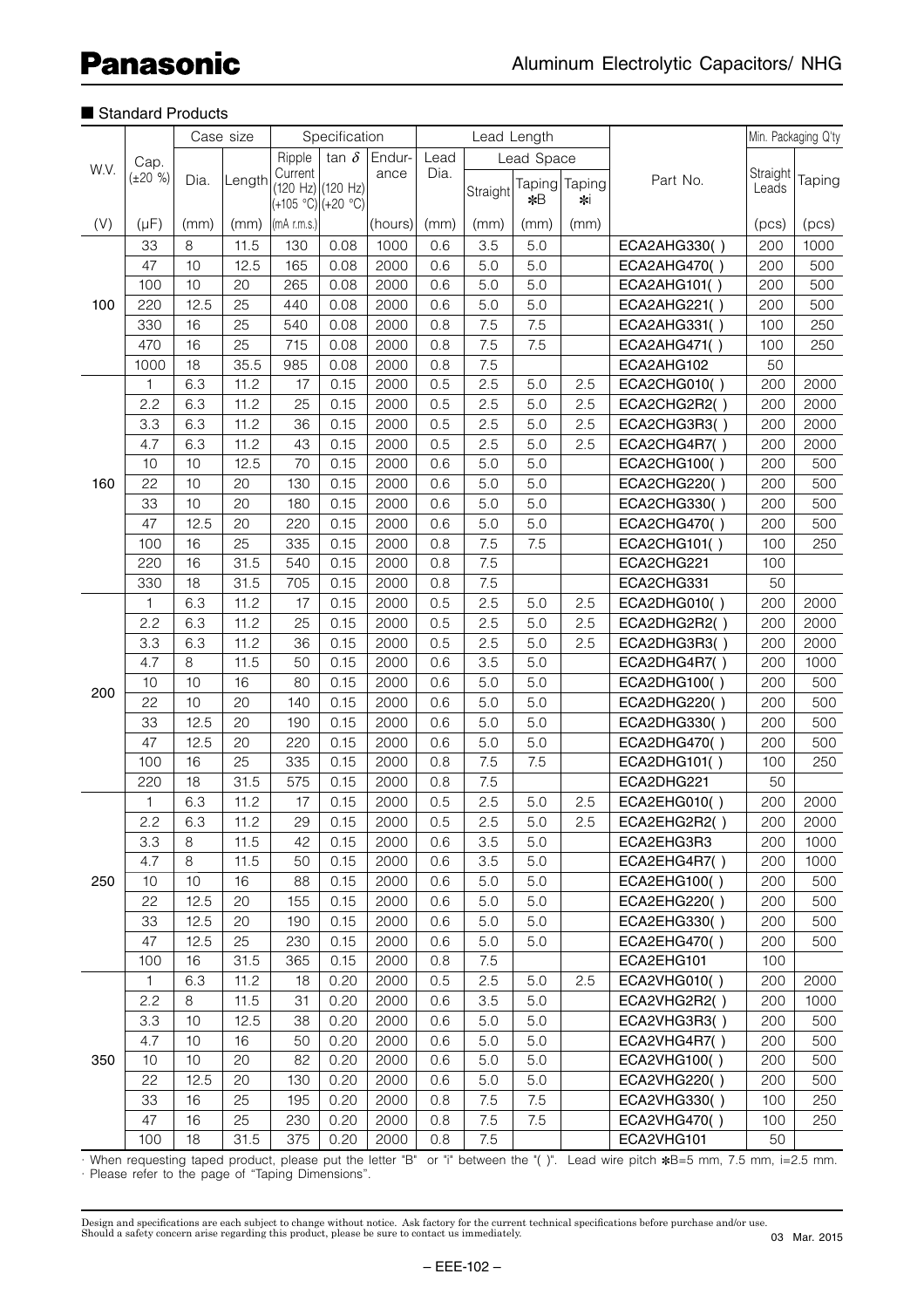Panasonic

Aluminum Electrolytic Capacitors/ NHG

## ■ Standard Products

| W.V. | Cap. (±20 %) | Case size | | Specification | | | Lead Length | | | | Part No. | Min. Packaging Q'ty | |
|---|---|---|---|---|---|---|---|---|---|---|---|---|---|
| | | Dia. | Length | Ripple Current (120 Hz) (+105 °C) | tan δ (120 Hz) (+20 °C) | Endurance | Lead Dia. | Lead Space | | | | Straight Leads | Taping |
| | | | | | | | | Straight | Taping ✻B | Taping ✻i | | | |
| (V) | (μF) | (mm) | (mm) | (mA r.m.s.) | | (hours) | (mm) | (mm) | (mm) | (mm) | | (pcs) | (pcs) |
| 100 | 33 | 8 | 11.5 | 130 | 0.08 | 1000 | 0.6 | 3.5 | 5.0 | | ECA2AHG330( ) | 200 | 1000 |
| | 47 | 10 | 12.5 | 165 | 0.08 | 2000 | 0.6 | 5.0 | 5.0 | | ECA2AHG470( ) | 200 | 500 |
| | 100 | 10 | 20 | 265 | 0.08 | 2000 | 0.6 | 5.0 | 5.0 | | ECA2AHG101( ) | 200 | 500 |
| | 220 | 12.5 | 25 | 440 | 0.08 | 2000 | 0.6 | 5.0 | 5.0 | | ECA2AHG221( ) | 200 | 500 |
| | 330 | 16 | 25 | 540 | 0.08 | 2000 | 0.8 | 7.5 | 7.5 | | ECA2AHG331( ) | 100 | 250 |
| | 470 | 16 | 25 | 715 | 0.08 | 2000 | 0.8 | 7.5 | 7.5 | | ECA2AHG471( ) | 100 | 250 |
| | 1000 | 18 | 35.5 | 985 | 0.08 | 2000 | 0.8 | 7.5 | | | ECA2AHG102 | 50 | |
| 160 | 1 | 6.3 | 11.2 | 17 | 0.15 | 2000 | 0.5 | 2.5 | 5.0 | 2.5 | ECA2CHG010( ) | 200 | 2000 |
| | 2.2 | 6.3 | 11.2 | 25 | 0.15 | 2000 | 0.5 | 2.5 | 5.0 | 2.5 | ECA2CHG2R2( ) | 200 | 2000 |
| | 3.3 | 6.3 | 11.2 | 36 | 0.15 | 2000 | 0.5 | 2.5 | 5.0 | 2.5 | ECA2CHG3R3( ) | 200 | 2000 |
| | 4.7 | 6.3 | 11.2 | 43 | 0.15 | 2000 | 0.5 | 2.5 | 5.0 | 2.5 | ECA2CHG4R7( ) | 200 | 2000 |
| | 10 | 10 | 12.5 | 70 | 0.15 | 2000 | 0.6 | 5.0 | 5.0 | | ECA2CHG100( ) | 200 | 500 |
| | 22 | 10 | 20 | 130 | 0.15 | 2000 | 0.6 | 5.0 | 5.0 | | ECA2CHG220( ) | 200 | 500 |
| | 33 | 10 | 20 | 180 | 0.15 | 2000 | 0.6 | 5.0 | 5.0 | | ECA2CHG330( ) | 200 | 500 |
| | 47 | 12.5 | 20 | 220 | 0.15 | 2000 | 0.6 | 5.0 | 5.0 | | ECA2CHG470( ) | 200 | 500 |
| | 100 | 16 | 25 | 335 | 0.15 | 2000 | 0.8 | 7.5 | 7.5 | | ECA2CHG101( ) | 100 | 250 |
| | 220 | 16 | 31.5 | 540 | 0.15 | 2000 | 0.8 | 7.5 | | | ECA2CHG221 | 100 | |
| | 330 | 18 | 31.5 | 705 | 0.15 | 2000 | 0.8 | 7.5 | | | ECA2CHG331 | 50 | |
| 200 | 1 | 6.3 | 11.2 | 17 | 0.15 | 2000 | 0.5 | 2.5 | 5.0 | 2.5 | ECA2DHG010( ) | 200 | 2000 |
| | 2.2 | 6.3 | 11.2 | 25 | 0.15 | 2000 | 0.5 | 2.5 | 5.0 | 2.5 | ECA2DHG2R2( ) | 200 | 2000 |
| | 3.3 | 6.3 | 11.2 | 36 | 0.15 | 2000 | 0.5 | 2.5 | 5.0 | 2.5 | ECA2DHG3R3( ) | 200 | 2000 |
| | 4.7 | 8 | 11.5 | 50 | 0.15 | 2000 | 0.6 | 3.5 | 5.0 | | ECA2DHG4R7( ) | 200 | 1000 |
| | 10 | 10 | 16 | 80 | 0.15 | 2000 | 0.6 | 5.0 | 5.0 | | ECA2DHG100( ) | 200 | 500 |
| | 22 | 10 | 20 | 140 | 0.15 | 2000 | 0.6 | 5.0 | 5.0 | | ECA2DHG220( ) | 200 | 500 |
| | 33 | 12.5 | 20 | 190 | 0.15 | 2000 | 0.6 | 5.0 | 5.0 | | ECA2DHG330( ) | 200 | 500 |
| | 47 | 12.5 | 20 | 220 | 0.15 | 2000 | 0.6 | 5.0 | 5.0 | | ECA2DHG470( ) | 200 | 500 |
| | 100 | 16 | 25 | 335 | 0.15 | 2000 | 0.8 | 7.5 | 7.5 | | ECA2DHG101( ) | 100 | 250 |
| | 220 | 18 | 31.5 | 575 | 0.15 | 2000 | 0.8 | 7.5 | | | ECA2DHG221 | 50 | |
| 250 | 1 | 6.3 | 11.2 | 17 | 0.15 | 2000 | 0.5 | 2.5 | 5.0 | 2.5 | ECA2EHG010( ) | 200 | 2000 |
| | 2.2 | 6.3 | 11.2 | 29 | 0.15 | 2000 | 0.5 | 2.5 | 5.0 | 2.5 | ECA2EHG2R2( ) | 200 | 2000 |
| | 3.3 | 8 | 11.5 | 42 | 0.15 | 2000 | 0.6 | 3.5 | 5.0 | | ECA2EHG3R3 | 200 | 1000 |
| | 4.7 | 8 | 11.5 | 50 | 0.15 | 2000 | 0.6 | 3.5 | 5.0 | | ECA2EHG4R7( ) | 200 | 1000 |
| | 10 | 10 | 16 | 88 | 0.15 | 2000 | 0.6 | 5.0 | 5.0 | | ECA2EHG100( ) | 200 | 500 |
| | 22 | 12.5 | 20 | 155 | 0.15 | 2000 | 0.6 | 5.0 | 5.0 | | ECA2EHG220( ) | 200 | 500 |
| | 33 | 12.5 | 20 | 190 | 0.15 | 2000 | 0.6 | 5.0 | 5.0 | | ECA2EHG330( ) | 200 | 500 |
| | 47 | 12.5 | 25 | 230 | 0.15 | 2000 | 0.6 | 5.0 | 5.0 | | ECA2EHG470( ) | 200 | 500 |
| | 100 | 16 | 31.5 | 365 | 0.15 | 2000 | 0.8 | 7.5 | | | ECA2EHG101 | 100 | |
| 350 | 1 | 6.3 | 11.2 | 18 | 0.20 | 2000 | 0.5 | 2.5 | 5.0 | 2.5 | ECA2VHG010( ) | 200 | 2000 |
| | 2.2 | 8 | 11.5 | 31 | 0.20 | 2000 | 0.6 | 3.5 | 5.0 | | ECA2VHG2R2( ) | 200 | 1000 |
| | 3.3 | 10 | 12.5 | 38 | 0.20 | 2000 | 0.6 | 5.0 | 5.0 | | ECA2VHG3R3( ) | 200 | 500 |
| | 4.7 | 10 | 16 | 50 | 0.20 | 2000 | 0.6 | 5.0 | 5.0 | | ECA2VHG4R7( ) | 200 | 500 |
| | 10 | 10 | 20 | 82 | 0.20 | 2000 | 0.6 | 5.0 | 5.0 | | ECA2VHG100( ) | 200 | 500 |
| | 22 | 12.5 | 20 | 130 | 0.20 | 2000 | 0.6 | 5.0 | 5.0 | | ECA2VHG220( ) | 200 | 500 |
| | 33 | 16 | 25 | 195 | 0.20 | 2000 | 0.8 | 7.5 | 7.5 | | ECA2VHG330( ) | 100 | 250 |
| | 47 | 16 | 25 | 230 | 0.20 | 2000 | 0.8 | 7.5 | 7.5 | | ECA2VHG470( ) | 100 | 250 |
| | 100 | 18 | 31.5 | 375 | 0.20 | 2000 | 0.8 | 7.5 | | | ECA2VHG101 | 50 | |

· When requesting taped product, please put the letter "B" or "i" between the "( )". Lead wire pitch ✻B=5 mm, 7.5 mm, i=2.5 mm.
· Please refer to the page of "Taping Dimensions".

Design and specifications are each subject to change without notice. Ask factory for the current technical specifications before purchase and/or use.
Should a safety concern arise regarding this product, please be sure to contact us immediately.

03 Mar. 2015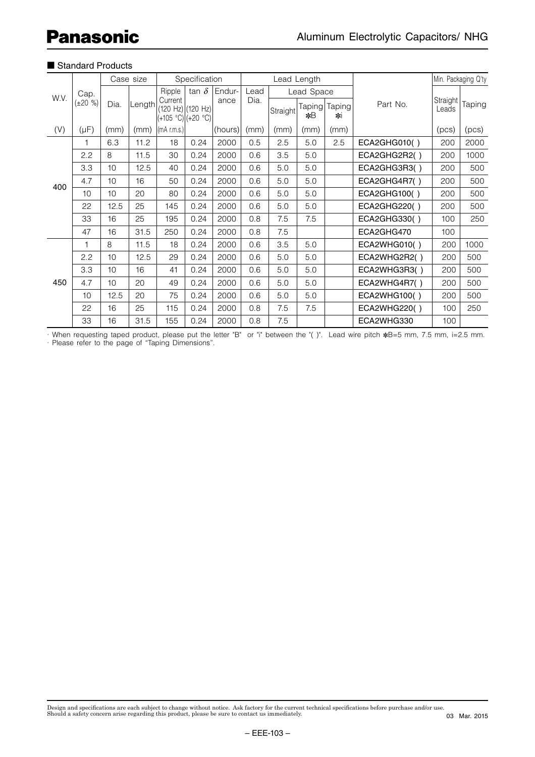■ Standard Products

| W.V. | Cap. (±20 %) | Case size | | Specification | | | Lead Length | | | | Part No. | Min. Packaging Q'ty | |
|---|---|---|---|---|---|---|---|---|---|---|---|---|---|
| | | Dia. | Length | Ripple Current (120 Hz) (+105 °C) | tan δ (120 Hz) (+20 °C) | Endur- ance | Lead Dia. | Lead Space | | | | Straight Leads | Taping |
| | | | | | | | | Straight | Taping ✱B | Taping ✱i | | | |
| (V) | (μF) | (mm) | (mm) | (mA r.m.s.) | | (hours) | (mm) | (mm) | (mm) | (mm) | | (pcs) | (pcs) |
| 400 | 1 | 6.3 | 11.2 | 18 | 0.24 | 2000 | 0.5 | 2.5 | 5.0 | 2.5 | ECA2GHG010( ) | 200 | 2000 |
| | 2.2 | 8 | 11.5 | 30 | 0.24 | 2000 | 0.6 | 3.5 | 5.0 | | ECA2GHG2R2( ) | 200 | 1000 |
| | 3.3 | 10 | 12.5 | 40 | 0.24 | 2000 | 0.6 | 5.0 | 5.0 | | ECA2GHG3R3( ) | 200 | 500 |
| | 4.7 | 10 | 16 | 50 | 0.24 | 2000 | 0.6 | 5.0 | 5.0 | | ECA2GHG4R7( ) | 200 | 500 |
| | 10 | 10 | 20 | 80 | 0.24 | 2000 | 0.6 | 5.0 | 5.0 | | ECA2GHG100( ) | 200 | 500 |
| | 22 | 12.5 | 25 | 145 | 0.24 | 2000 | 0.6 | 5.0 | 5.0 | | ECA2GHG220( ) | 200 | 500 |
| | 33 | 16 | 25 | 195 | 0.24 | 2000 | 0.8 | 7.5 | 7.5 | | ECA2GHG330( ) | 100 | 250 |
| | 47 | 16 | 31.5 | 250 | 0.24 | 2000 | 0.8 | 7.5 | | | ECA2GHG470 | 100 | |
| 450 | 1 | 8 | 11.5 | 18 | 0.24 | 2000 | 0.6 | 3.5 | 5.0 | | ECA2WHG010( ) | 200 | 1000 |
| | 2.2 | 10 | 12.5 | 29 | 0.24 | 2000 | 0.6 | 5.0 | 5.0 | | ECA2WHG2R2( ) | 200 | 500 |
| | 3.3 | 10 | 16 | 41 | 0.24 | 2000 | 0.6 | 5.0 | 5.0 | | ECA2WHG3R3( ) | 200 | 500 |
| | 4.7 | 10 | 20 | 49 | 0.24 | 2000 | 0.6 | 5.0 | 5.0 | | ECA2WHG4R7( ) | 200 | 500 |
| | 10 | 12.5 | 20 | 75 | 0.24 | 2000 | 0.6 | 5.0 | 5.0 | | ECA2WHG100( ) | 200 | 500 |
| | 22 | 16 | 25 | 115 | 0.24 | 2000 | 0.8 | 7.5 | 7.5 | | ECA2WHG220( ) | 100 | 250 |
| | 33 | 16 | 31.5 | 155 | 0.24 | 2000 | 0.8 | 7.5 | | | ECA2WHG330 | 100 | |

· When requesting taped product, please put the letter "B" or "i" between the "( )". Lead wire pitch ✱B=5 mm, 7.5 mm, i=2.5 mm.
· Please refer to the page of "Taping Dimensions".

Design and specifications are each subject to change without notice. Ask factory for the current technical specifications before purchase and/or use.
Should a safety concern arise regarding this product, please be sure to contact us immediately.

03 Mar. 2015